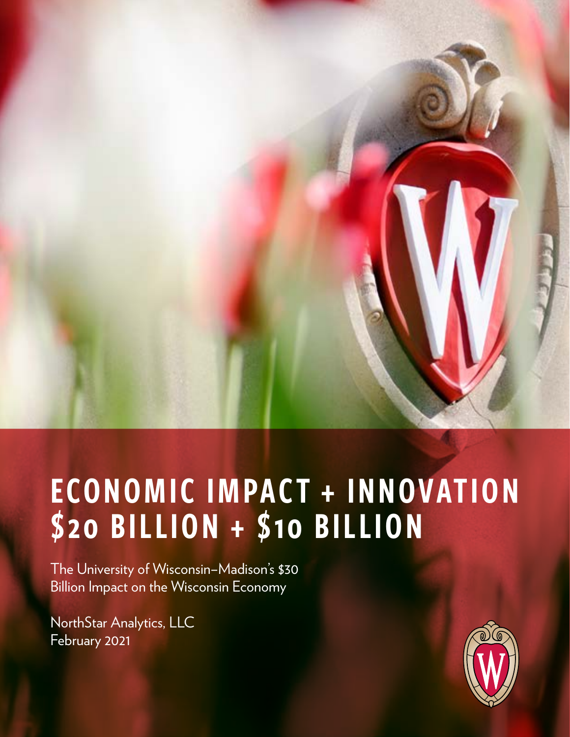# ECONOMIC IMPACT + INNOVATION
# $20 BILLION + $10 BILLION

The University of Wisconsin–Madison's $30 Billion Impact on the Wisconsin Economy

NorthStar Analytics, LLC
February 2021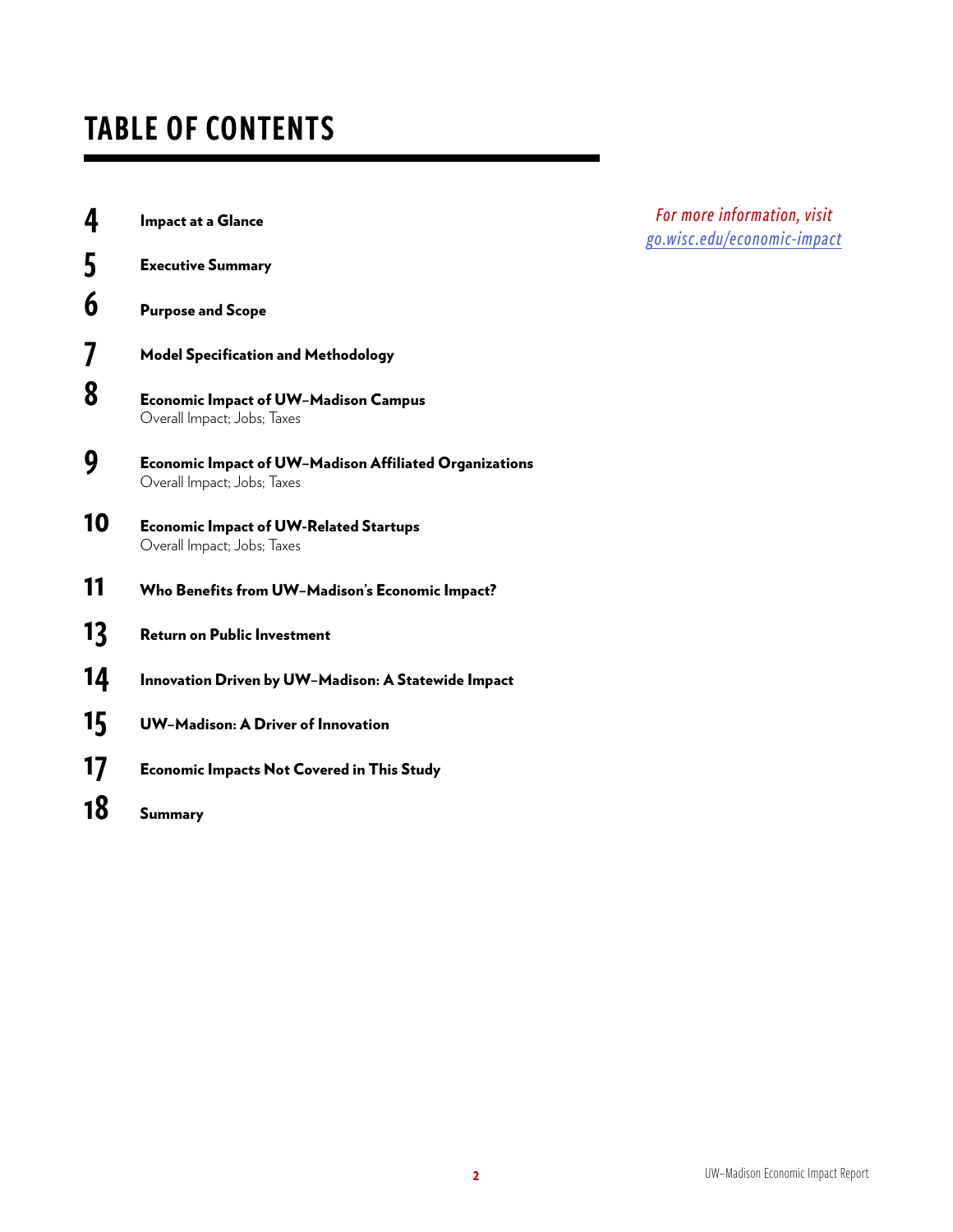# TABLE OF CONTENTS

*For more information, visit [go.wisc.edu/economic-impact](go.wisc.edu/economic-impact)*

| | |
|---|---|
| **4** | **Impact at a Glance** |
| **5** | **Executive Summary** |
| **6** | **Purpose and Scope** |
| **7** | **Model Specification and Methodology** |
| **8** | **Economic Impact of UW–Madison Campus**<br>Overall Impact; Jobs; Taxes |
| **9** | **Economic Impact of UW–Madison Affiliated Organizations**<br>Overall Impact; Jobs; Taxes |
| **10** | **Economic Impact of UW-Related Startups**<br>Overall Impact; Jobs; Taxes |
| **11** | **Who Benefits from UW–Madison's Economic Impact?** |
| **13** | **Return on Public Investment** |
| **14** | **Innovation Driven by UW–Madison: A Statewide Impact** |
| **15** | **UW–Madison: A Driver of Innovation** |
| **17** | **Economic Impacts Not Covered in This Study** |
| **18** | **Summary** |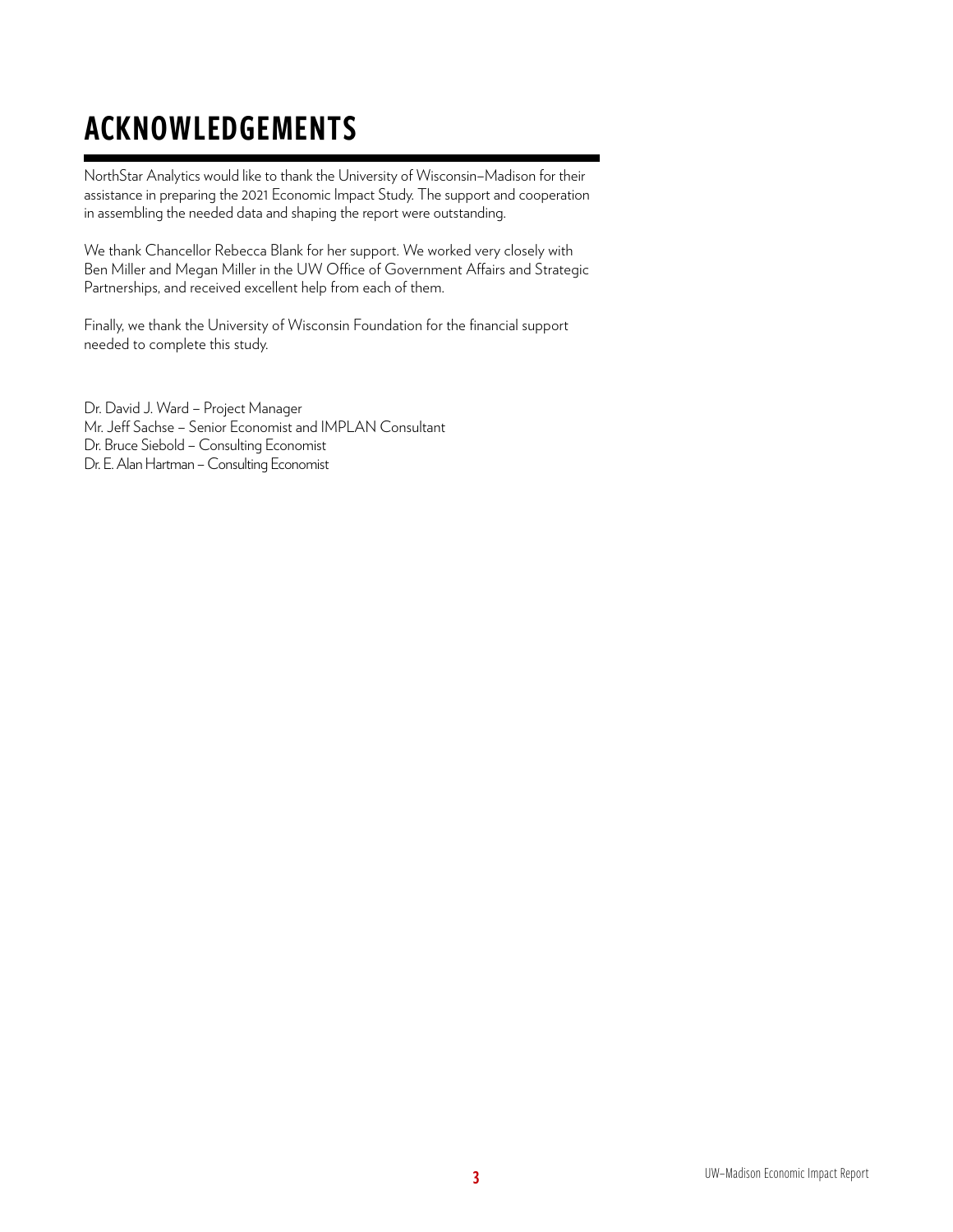# ACKNOWLEDGEMENTS

NorthStar Analytics would like to thank the University of Wisconsin–Madison for their assistance in preparing the 2021 Economic Impact Study. The support and cooperation in assembling the needed data and shaping the report were outstanding.

We thank Chancellor Rebecca Blank for her support. We worked very closely with Ben Miller and Megan Miller in the UW Office of Government Affairs and Strategic Partnerships, and received excellent help from each of them.

Finally, we thank the University of Wisconsin Foundation for the financial support needed to complete this study.

Dr. David J. Ward – Project Manager
Mr. Jeff Sachse – Senior Economist and IMPLAN Consultant
Dr. Bruce Siebold – Consulting Economist
Dr. E. Alan Hartman – Consulting Economist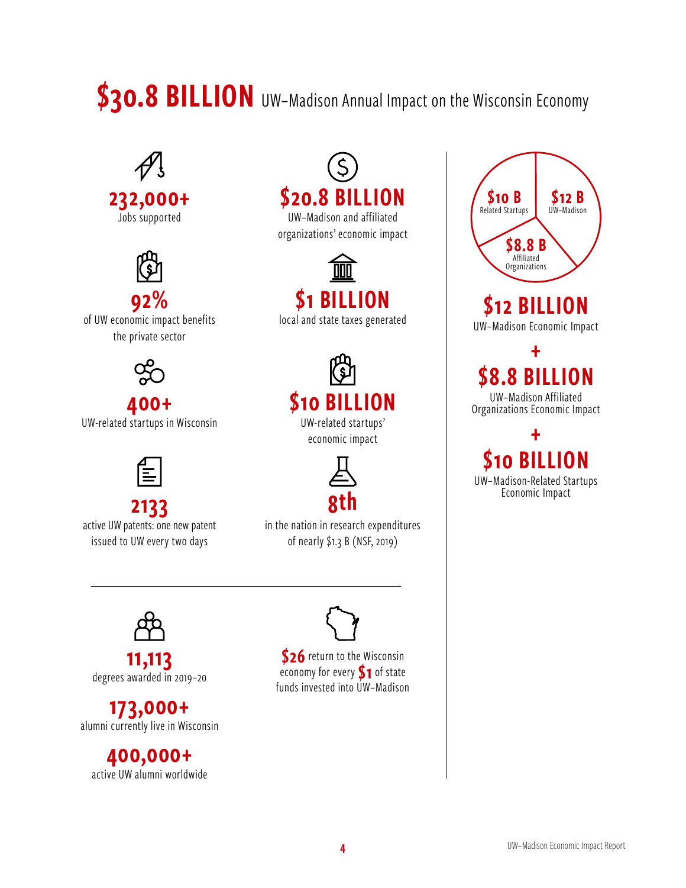# $30.8 BILLION UW–Madison Annual Impact on the Wisconsin Economy

**232,000+**
Jobs supported

**92%**
of UW economic impact benefits the private sector

**400+**
UW-related startups in Wisconsin

**2133**
active UW patents: one new patent issued to UW every two days

**$20.8 BILLION**
UW–Madison and affiliated organizations' economic impact

**$1 BILLION**
local and state taxes generated

**$10 BILLION**
UW-related startups' economic impact

**8th**
in the nation in research expenditures of nearly $1.3 B (NSF, 2019)

**$10 B** Related Startups
**$12 B** UW–Madison
**$8.8 B** Affiliated Organizations

**$12 BILLION**
UW–Madison Economic Impact

**+**

**$8.8 BILLION**
UW–Madison Affiliated Organizations Economic Impact

**+**

**$10 BILLION**
UW–Madison-Related Startups Economic Impact

---

**11,113**
degrees awarded in 2019–20

**173,000+**
alumni currently live in Wisconsin

**400,000+**
active UW alumni worldwide

**$26** return to the Wisconsin economy for every **$1** of state funds invested into UW–Madison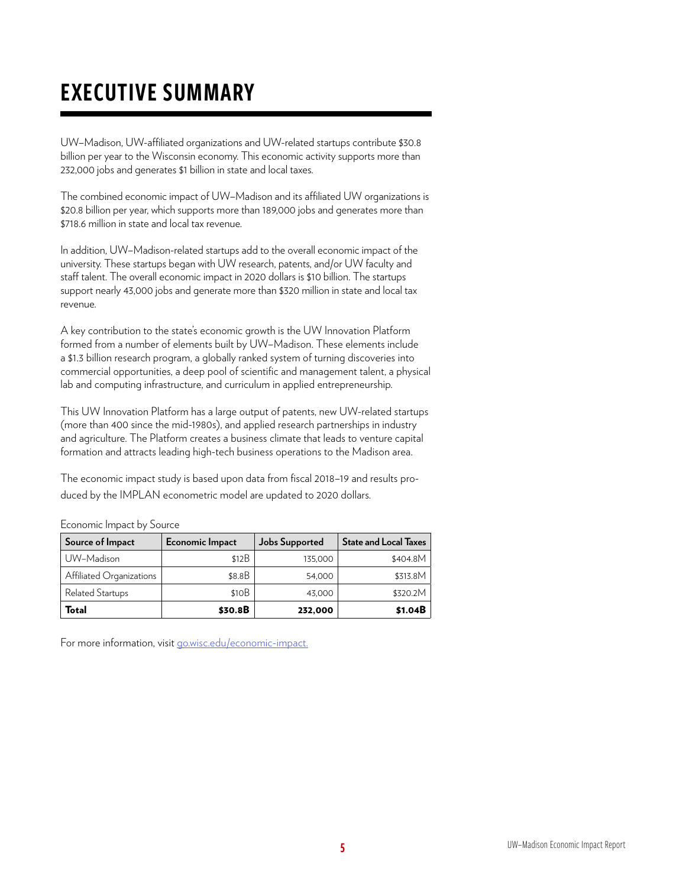# EXECUTIVE SUMMARY

UW–Madison, UW-affiliated organizations and UW-related startups contribute $30.8 billion per year to the Wisconsin economy. This economic activity supports more than 232,000 jobs and generates $1 billion in state and local taxes.

The combined economic impact of UW–Madison and its affiliated UW organizations is $20.8 billion per year, which supports more than 189,000 jobs and generates more than $718.6 million in state and local tax revenue.

In addition, UW–Madison-related startups add to the overall economic impact of the university. These startups began with UW research, patents, and/or UW faculty and staff talent. The overall economic impact in 2020 dollars is $10 billion. The startups support nearly 43,000 jobs and generate more than $320 million in state and local tax revenue.

A key contribution to the state's economic growth is the UW Innovation Platform formed from a number of elements built by UW–Madison. These elements include a $1.3 billion research program, a globally ranked system of turning discoveries into commercial opportunities, a deep pool of scientific and management talent, a physical lab and computing infrastructure, and curriculum in applied entrepreneurship.

This UW Innovation Platform has a large output of patents, new UW-related startups (more than 400 since the mid-1980s), and applied research partnerships in industry and agriculture. The Platform creates a business climate that leads to venture capital formation and attracts leading high-tech business operations to the Madison area.

The economic impact study is based upon data from fiscal 2018–19 and results produced by the IMPLAN econometric model are updated to 2020 dollars.

Economic Impact by Source

| Source of Impact | Economic Impact | Jobs Supported | State and Local Taxes |
|---|---|---|---|
| UW–Madison | $12B | 135,000 | $404.8M |
| Affiliated Organizations | $8.8B | 54,000 | $313.8M |
| Related Startups | $10B | 43,000 | $320.2M |
| **Total** | **$30.8B** | **232,000** | **$1.04B** |

For more information, visit go.wisc.edu/economic-impact.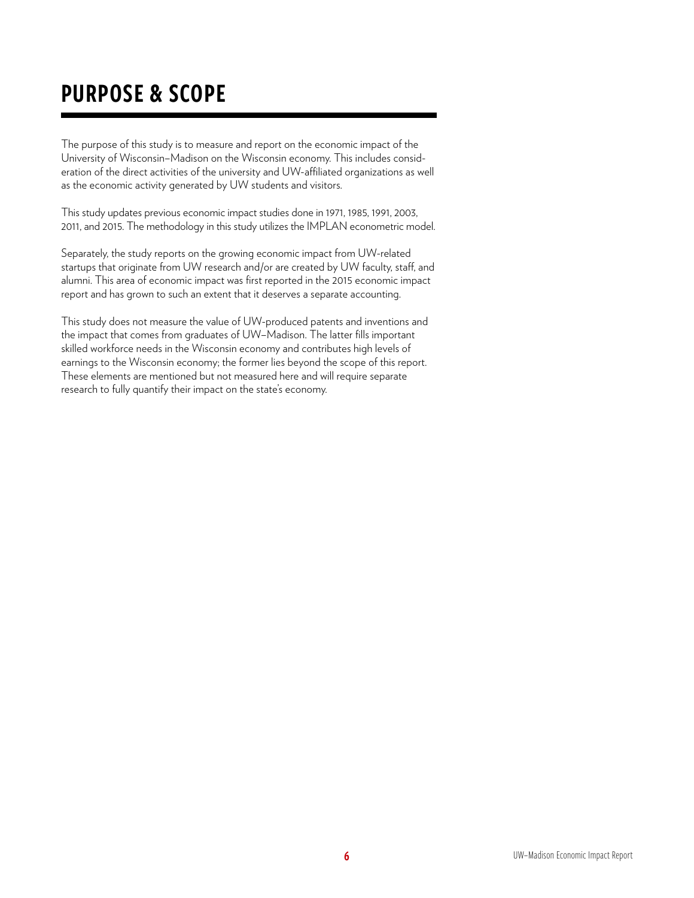# PURPOSE & SCOPE

The purpose of this study is to measure and report on the economic impact of the University of Wisconsin–Madison on the Wisconsin economy. This includes consideration of the direct activities of the university and UW-affiliated organizations as well as the economic activity generated by UW students and visitors.

This study updates previous economic impact studies done in 1971, 1985, 1991, 2003, 2011, and 2015. The methodology in this study utilizes the IMPLAN econometric model.

Separately, the study reports on the growing economic impact from UW-related startups that originate from UW research and/or are created by UW faculty, staff, and alumni. This area of economic impact was first reported in the 2015 economic impact report and has grown to such an extent that it deserves a separate accounting.

This study does not measure the value of UW-produced patents and inventions and the impact that comes from graduates of UW–Madison. The latter fills important skilled workforce needs in the Wisconsin economy and contributes high levels of earnings to the Wisconsin economy; the former lies beyond the scope of this report. These elements are mentioned but not measured here and will require separate research to fully quantify their impact on the state's economy.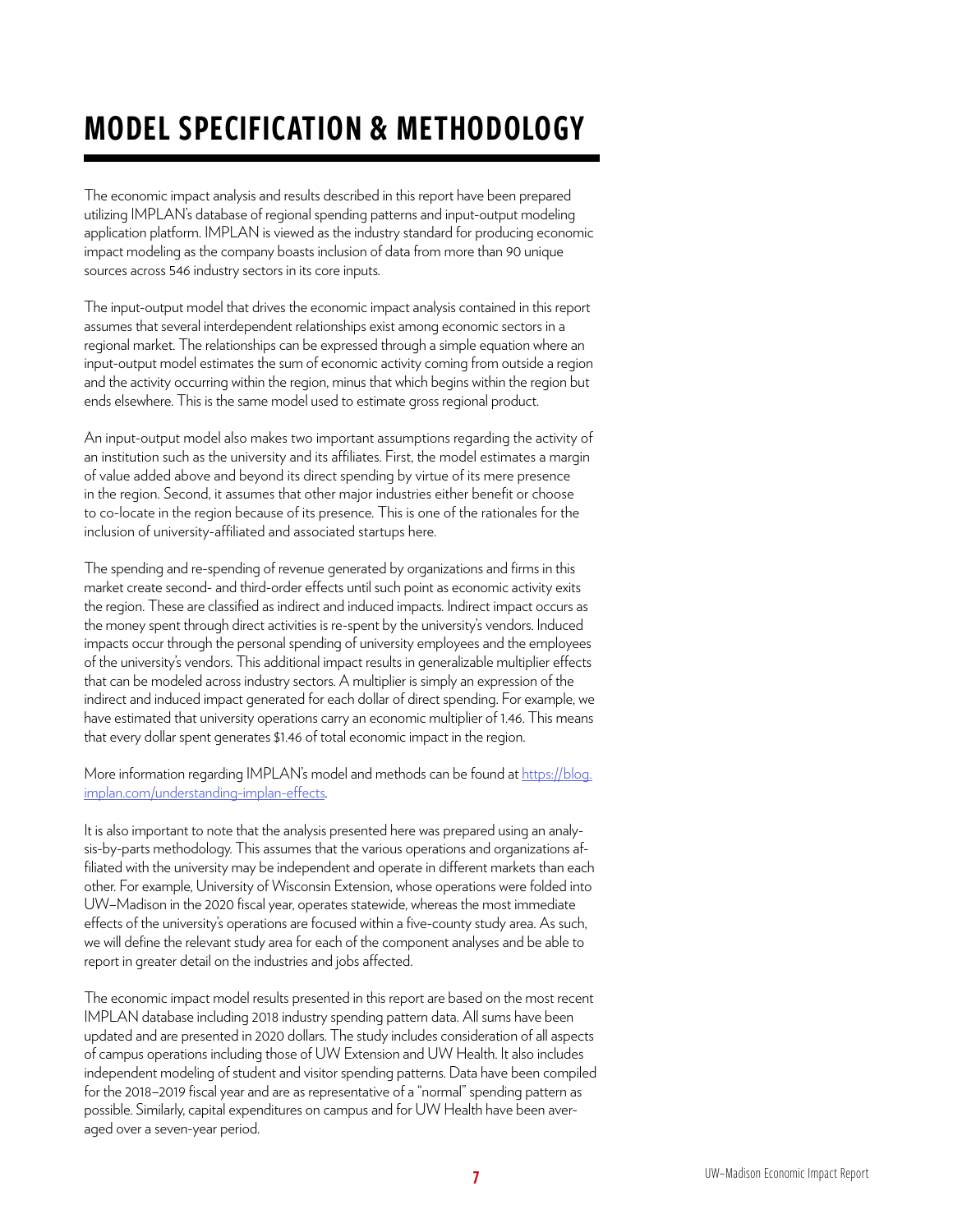# MODEL SPECIFICATION & METHODOLOGY

The economic impact analysis and results described in this report have been prepared utilizing IMPLAN's database of regional spending patterns and input-output modeling application platform. IMPLAN is viewed as the industry standard for producing economic impact modeling as the company boasts inclusion of data from more than 90 unique sources across 546 industry sectors in its core inputs.

The input-output model that drives the economic impact analysis contained in this report assumes that several interdependent relationships exist among economic sectors in a regional market. The relationships can be expressed through a simple equation where an input-output model estimates the sum of economic activity coming from outside a region and the activity occurring within the region, minus that which begins within the region but ends elsewhere. This is the same model used to estimate gross regional product.

An input-output model also makes two important assumptions regarding the activity of an institution such as the university and its affiliates. First, the model estimates a margin of value added above and beyond its direct spending by virtue of its mere presence in the region. Second, it assumes that other major industries either benefit or choose to co-locate in the region because of its presence. This is one of the rationales for the inclusion of university-affiliated and associated startups here.

The spending and re-spending of revenue generated by organizations and firms in this market create second- and third-order effects until such point as economic activity exits the region. These are classified as indirect and induced impacts. Indirect impact occurs as the money spent through direct activities is re-spent by the university's vendors. Induced impacts occur through the personal spending of university employees and the employees of the university's vendors. This additional impact results in generalizable multiplier effects that can be modeled across industry sectors. A multiplier is simply an expression of the indirect and induced impact generated for each dollar of direct spending. For example, we have estimated that university operations carry an economic multiplier of 1.46. This means that every dollar spent generates $1.46 of total economic impact in the region.

More information regarding IMPLAN's model and methods can be found at [https://blog.implan.com/understanding-implan-effects](https://blog.implan.com/understanding-implan-effects).

It is also important to note that the analysis presented here was prepared using an analysis-by-parts methodology. This assumes that the various operations and organizations affiliated with the university may be independent and operate in different markets than each other. For example, University of Wisconsin Extension, whose operations were folded into UW–Madison in the 2020 fiscal year, operates statewide, whereas the most immediate effects of the university's operations are focused within a five-county study area. As such, we will define the relevant study area for each of the component analyses and be able to report in greater detail on the industries and jobs affected.

The economic impact model results presented in this report are based on the most recent IMPLAN database including 2018 industry spending pattern data. All sums have been updated and are presented in 2020 dollars. The study includes consideration of all aspects of campus operations including those of UW Extension and UW Health. It also includes independent modeling of student and visitor spending patterns. Data have been compiled for the 2018–2019 fiscal year and are as representative of a "normal" spending pattern as possible. Similarly, capital expenditures on campus and for UW Health have been averaged over a seven-year period.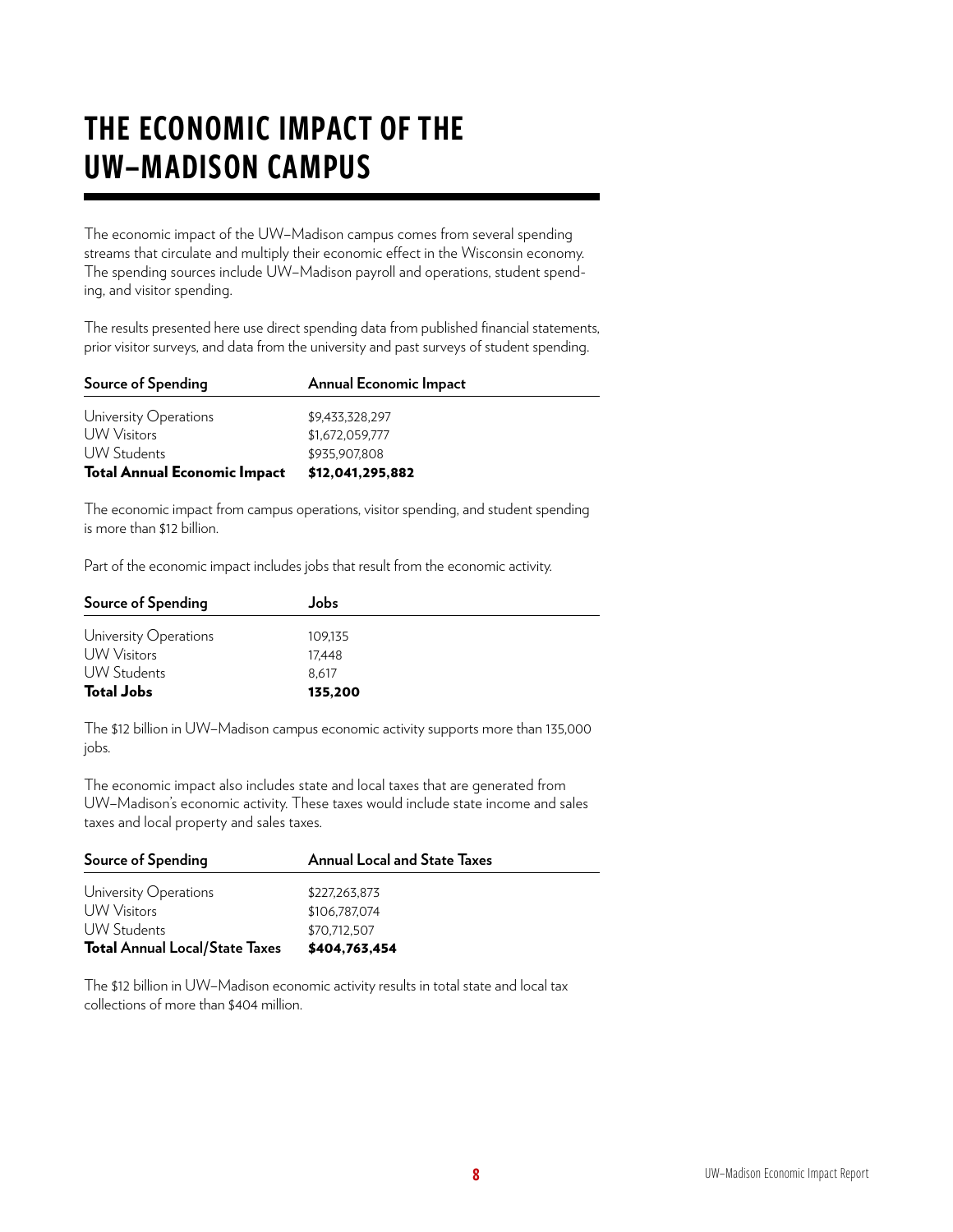# THE ECONOMIC IMPACT OF THE UW–MADISON CAMPUS

The economic impact of the UW–Madison campus comes from several spending streams that circulate and multiply their economic effect in the Wisconsin economy. The spending sources include UW–Madison payroll and operations, student spending, and visitor spending.

The results presented here use direct spending data from published financial statements, prior visitor surveys, and data from the university and past surveys of student spending.

| Source of Spending | Annual Economic Impact |
|---|---|
| University Operations | $9,433,328,297 |
| UW Visitors | $1,672,059,777 |
| UW Students | $935,907,808 |
| **Total Annual Economic Impact** | **$12,041,295,882** |

The economic impact from campus operations, visitor spending, and student spending is more than $12 billion.

Part of the economic impact includes jobs that result from the economic activity.

| Source of Spending | Jobs |
|---|---|
| University Operations | 109,135 |
| UW Visitors | 17,448 |
| UW Students | 8,617 |
| **Total Jobs** | **135,200** |

The $12 billion in UW–Madison campus economic activity supports more than 135,000 jobs.

The economic impact also includes state and local taxes that are generated from UW–Madison's economic activity. These taxes would include state income and sales taxes and local property and sales taxes.

| Source of Spending | Annual Local and State Taxes |
|---|---|
| University Operations | $227,263,873 |
| UW Visitors | $106,787,074 |
| UW Students | $70,712,507 |
| **Total Annual Local/State Taxes** | **$404,763,454** |

The $12 billion in UW–Madison economic activity results in total state and local tax collections of more than $404 million.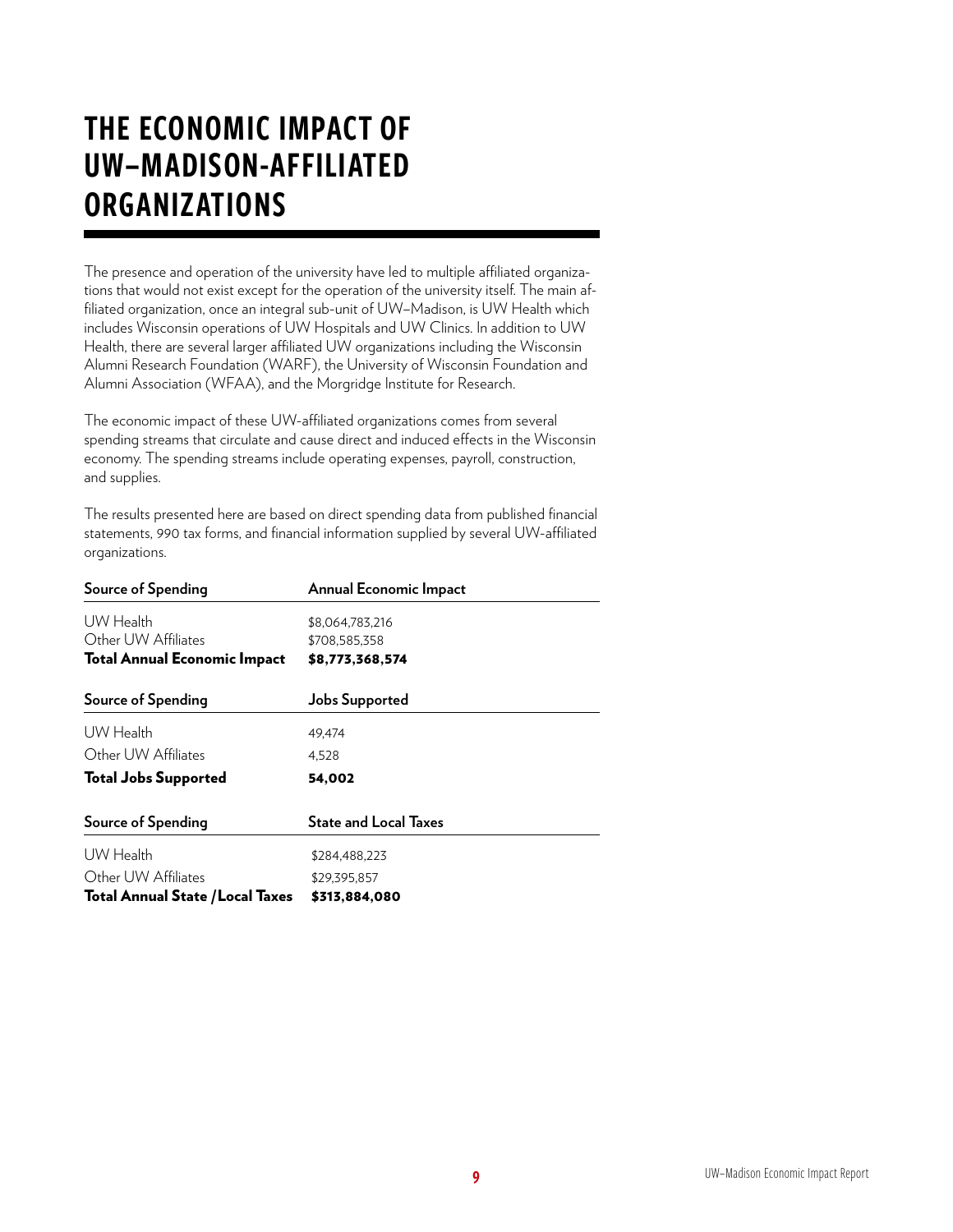# THE ECONOMIC IMPACT OF UW–MADISON-AFFILIATED ORGANIZATIONS

The presence and operation of the university have led to multiple affiliated organizations that would not exist except for the operation of the university itself. The main affiliated organization, once an integral sub-unit of UW–Madison, is UW Health which includes Wisconsin operations of UW Hospitals and UW Clinics. In addition to UW Health, there are several larger affiliated UW organizations including the Wisconsin Alumni Research Foundation (WARF), the University of Wisconsin Foundation and Alumni Association (WFAA), and the Morgridge Institute for Research.

The economic impact of these UW-affiliated organizations comes from several spending streams that circulate and cause direct and induced effects in the Wisconsin economy. The spending streams include operating expenses, payroll, construction, and supplies.

The results presented here are based on direct spending data from published financial statements, 990 tax forms, and financial information supplied by several UW-affiliated organizations.

| Source of Spending | Annual Economic Impact |
|---|---|
| UW Health | $8,064,783,216 |
| Other UW Affiliates | $708,585,358 |
| **Total Annual Economic Impact** | **$8,773,368,574** |

| Source of Spending | Jobs Supported |
|---|---|
| UW Health | 49,474 |
| Other UW Affiliates | 4,528 |
| **Total Jobs Supported** | **54,002** |

| Source of Spending | State and Local Taxes |
|---|---|
| UW Health | $284,488,223 |
| Other UW Affiliates | $29,395,857 |
| **Total Annual State /Local Taxes** | **$313,884,080** |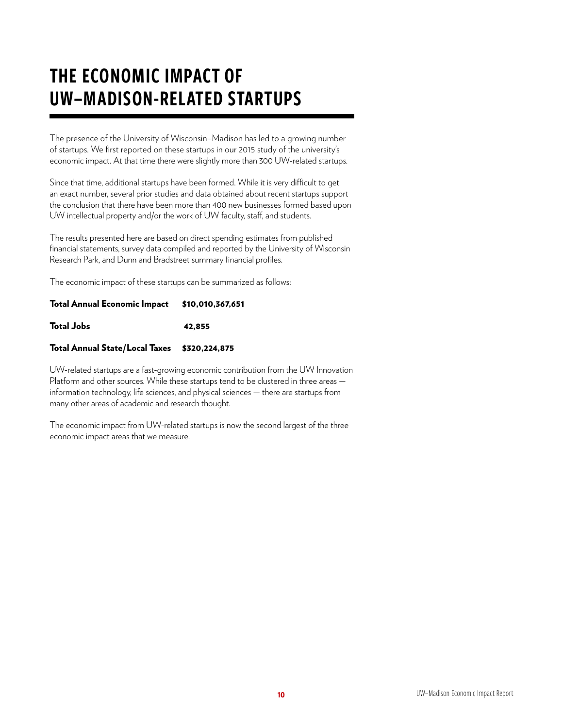# THE ECONOMIC IMPACT OF UW–MADISON-RELATED STARTUPS

The presence of the University of Wisconsin–Madison has led to a growing number of startups. We first reported on these startups in our 2015 study of the university's economic impact. At that time there were slightly more than 300 UW-related startups.

Since that time, additional startups have been formed. While it is very difficult to get an exact number, several prior studies and data obtained about recent startups support the conclusion that there have been more than 400 new businesses formed based upon UW intellectual property and/or the work of UW faculty, staff, and students.

The results presented here are based on direct spending estimates from published financial statements, survey data compiled and reported by the University of Wisconsin Research Park, and Dunn and Bradstreet summary financial profiles.

The economic impact of these startups can be summarized as follows:

**Total Annual Economic Impact** **$10,010,367,651**

**Total Jobs** **42,855**

**Total Annual State/Local Taxes** **$320,224,875**

UW-related startups are a fast-growing economic contribution from the UW Innovation Platform and other sources. While these startups tend to be clustered in three areas — information technology, life sciences, and physical sciences — there are startups from many other areas of academic and research thought.

The economic impact from UW-related startups is now the second largest of the three economic impact areas that we measure.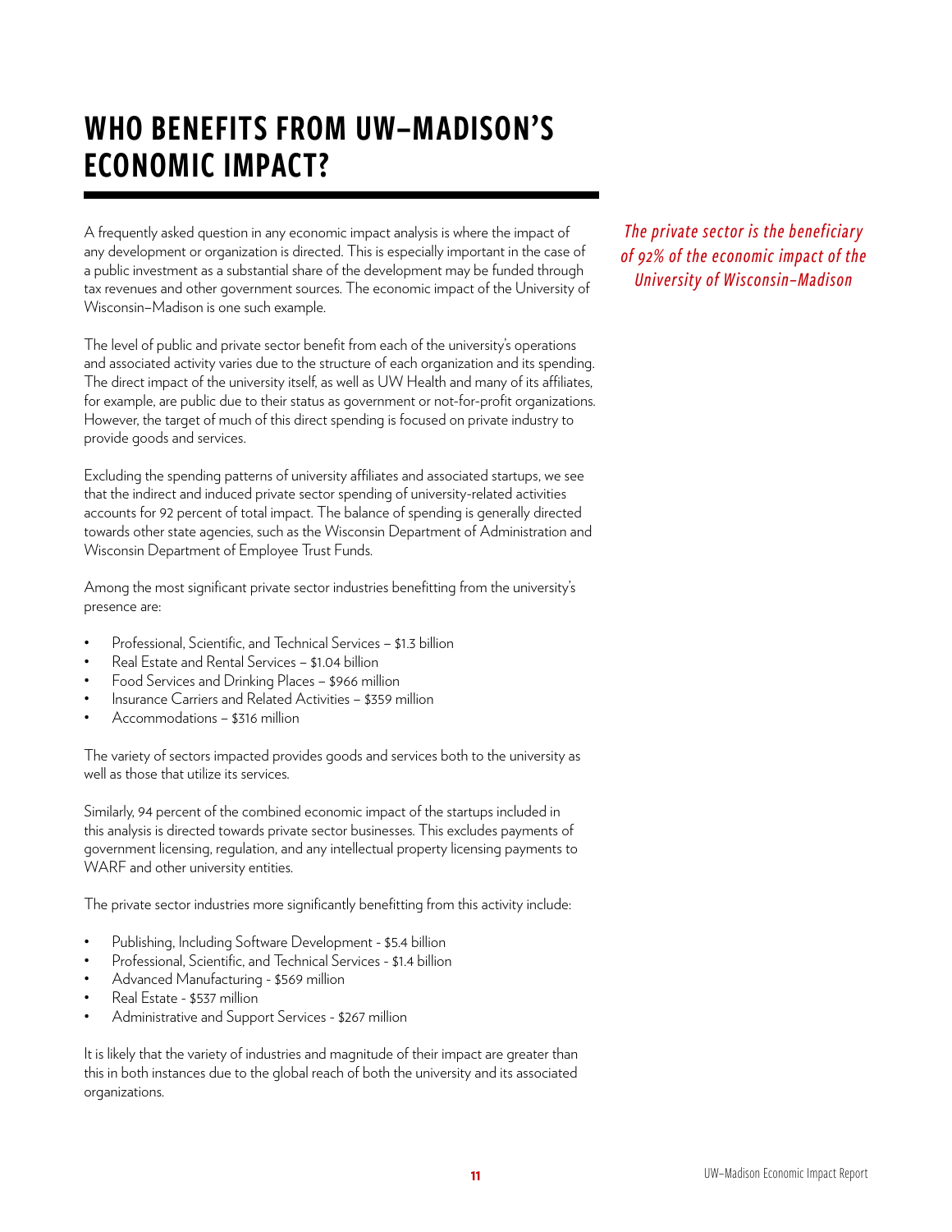# WHO BENEFITS FROM UW–MADISON'S ECONOMIC IMPACT?

*The private sector is the beneficiary of 92% of the economic impact of the University of Wisconsin–Madison*

A frequently asked question in any economic impact analysis is where the impact of any development or organization is directed. This is especially important in the case of a public investment as a substantial share of the development may be funded through tax revenues and other government sources. The economic impact of the University of Wisconsin–Madison is one such example.

The level of public and private sector benefit from each of the university's operations and associated activity varies due to the structure of each organization and its spending. The direct impact of the university itself, as well as UW Health and many of its affiliates, for example, are public due to their status as government or not-for-profit organizations. However, the target of much of this direct spending is focused on private industry to provide goods and services.

Excluding the spending patterns of university affiliates and associated startups, we see that the indirect and induced private sector spending of university-related activities accounts for 92 percent of total impact. The balance of spending is generally directed towards other state agencies, such as the Wisconsin Department of Administration and Wisconsin Department of Employee Trust Funds.

Among the most significant private sector industries benefitting from the university's presence are:

- Professional, Scientific, and Technical Services – $1.3 billion
- Real Estate and Rental Services – $1.04 billion
- Food Services and Drinking Places – $966 million
- Insurance Carriers and Related Activities – $359 million
- Accommodations – $316 million

The variety of sectors impacted provides goods and services both to the university as well as those that utilize its services.

Similarly, 94 percent of the combined economic impact of the startups included in this analysis is directed towards private sector businesses. This excludes payments of government licensing, regulation, and any intellectual property licensing payments to WARF and other university entities.

The private sector industries more significantly benefitting from this activity include:

- Publishing, Including Software Development - $5.4 billion
- Professional, Scientific, and Technical Services - $1.4 billion
- Advanced Manufacturing - $569 million
- Real Estate - $537 million
- Administrative and Support Services - $267 million

It is likely that the variety of industries and magnitude of their impact are greater than this in both instances due to the global reach of both the university and its associated organizations.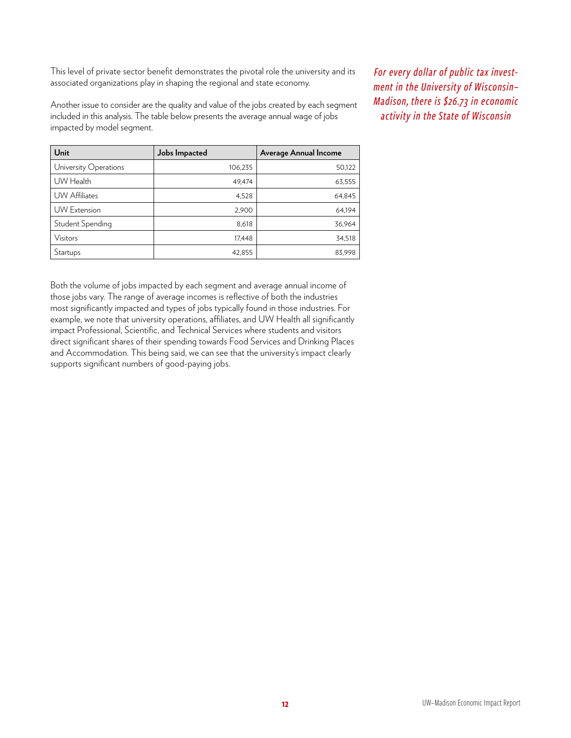This level of private sector benefit demonstrates the pivotal role the university and its associated organizations play in shaping the regional and state economy.

Another issue to consider are the quality and value of the jobs created by each segment included in this analysis. The table below presents the average annual wage of jobs impacted by model segment.

*For every dollar of public tax investment in the University of Wisconsin–Madison, there is $26.73 in economic activity in the State of Wisconsin*

| Unit | Jobs Impacted | Average Annual Income |
|---|---:|---:|
| University Operations | 106,235 | 50,122 |
| UW Health | 49,474 | 63,555 |
| UW Affiliates | 4,528 | 64,845 |
| UW Extension | 2,900 | 64,194 |
| Student Spending | 8,618 | 36,964 |
| Visitors | 17,448 | 34,518 |
| Startups | 42,855 | 83,998 |

Both the volume of jobs impacted by each segment and average annual income of those jobs vary. The range of average incomes is reflective of both the industries most significantly impacted and types of jobs typically found in those industries. For example, we note that university operations, affiliates, and UW Health all significantly impact Professional, Scientific, and Technical Services where students and visitors direct significant shares of their spending towards Food Services and Drinking Places and Accommodation. This being said, we can see that the university's impact clearly supports significant numbers of good-paying jobs.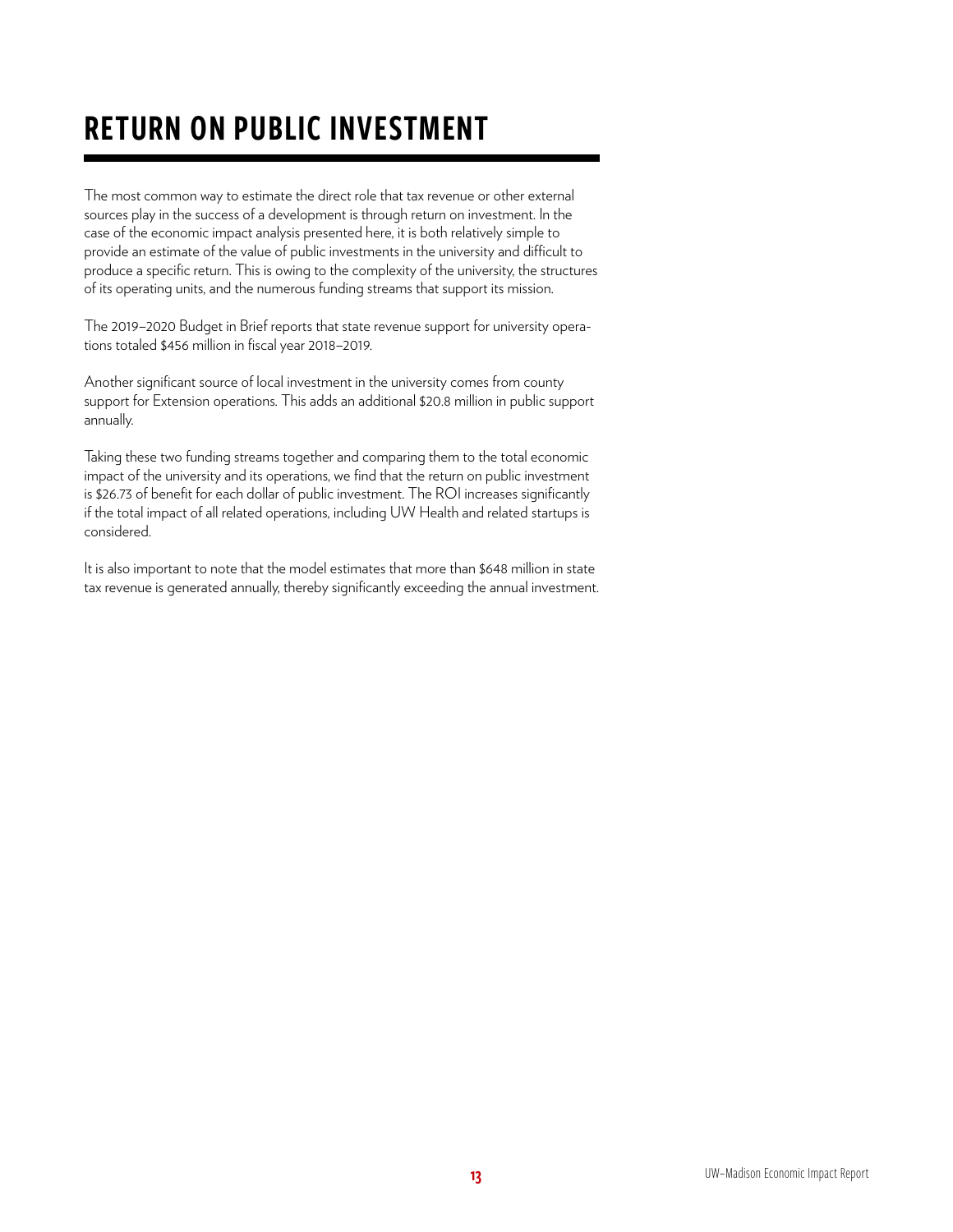# RETURN ON PUBLIC INVESTMENT

The most common way to estimate the direct role that tax revenue or other external sources play in the success of a development is through return on investment. In the case of the economic impact analysis presented here, it is both relatively simple to provide an estimate of the value of public investments in the university and difficult to produce a specific return. This is owing to the complexity of the university, the structures of its operating units, and the numerous funding streams that support its mission.

The 2019–2020 Budget in Brief reports that state revenue support for university operations totaled $456 million in fiscal year 2018–2019.

Another significant source of local investment in the university comes from county support for Extension operations. This adds an additional $20.8 million in public support annually.

Taking these two funding streams together and comparing them to the total economic impact of the university and its operations, we find that the return on public investment is $26.73 of benefit for each dollar of public investment. The ROI increases significantly if the total impact of all related operations, including UW Health and related startups is considered.

It is also important to note that the model estimates that more than $648 million in state tax revenue is generated annually, thereby significantly exceeding the annual investment.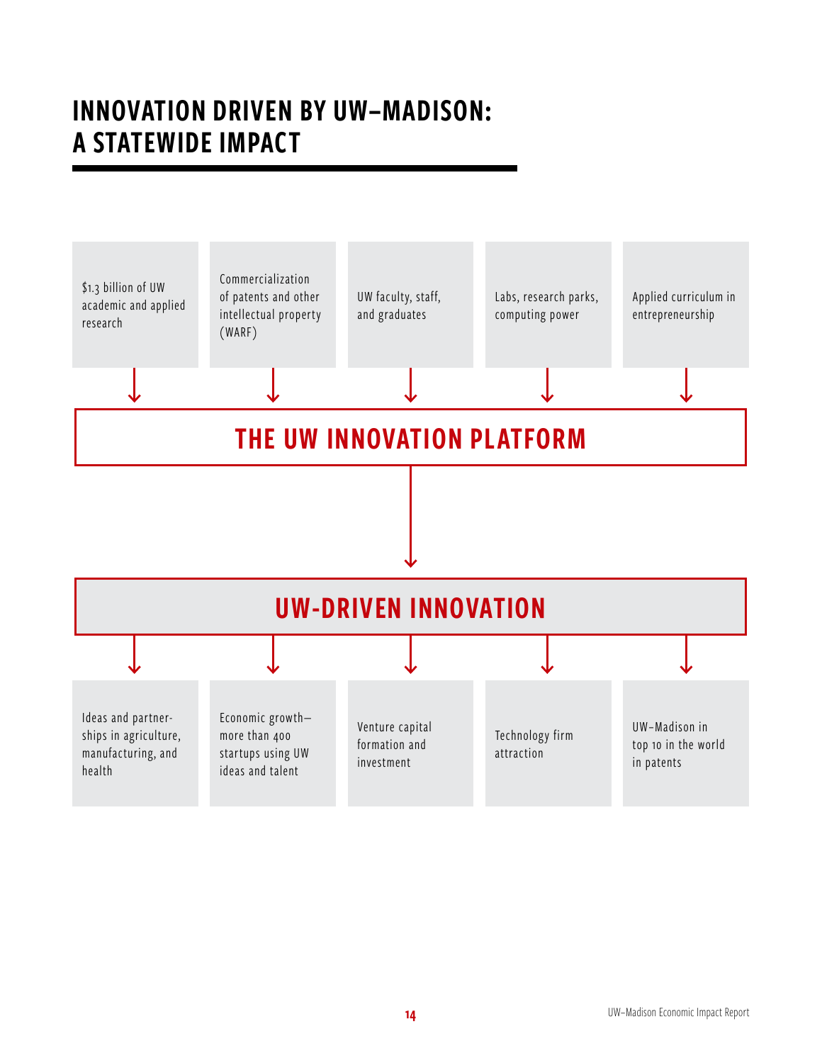# INNOVATION DRIVEN BY UW–MADISON: A STATEWIDE IMPACT

- $1.3 billion of UW academic and applied research
- Commercialization of patents and other intellectual property (WARF)
- UW faculty, staff, and graduates
- Labs, research parks, computing power
- Applied curriculum in entrepreneurship

## THE UW INNOVATION PLATFORM

## UW-DRIVEN INNOVATION

- Ideas and partner-ships in agriculture, manufacturing, and health
- Economic growth—more than 400 startups using UW ideas and talent
- Venture capital formation and investment
- Technology firm attraction
- UW–Madison in top 10 in the world in patents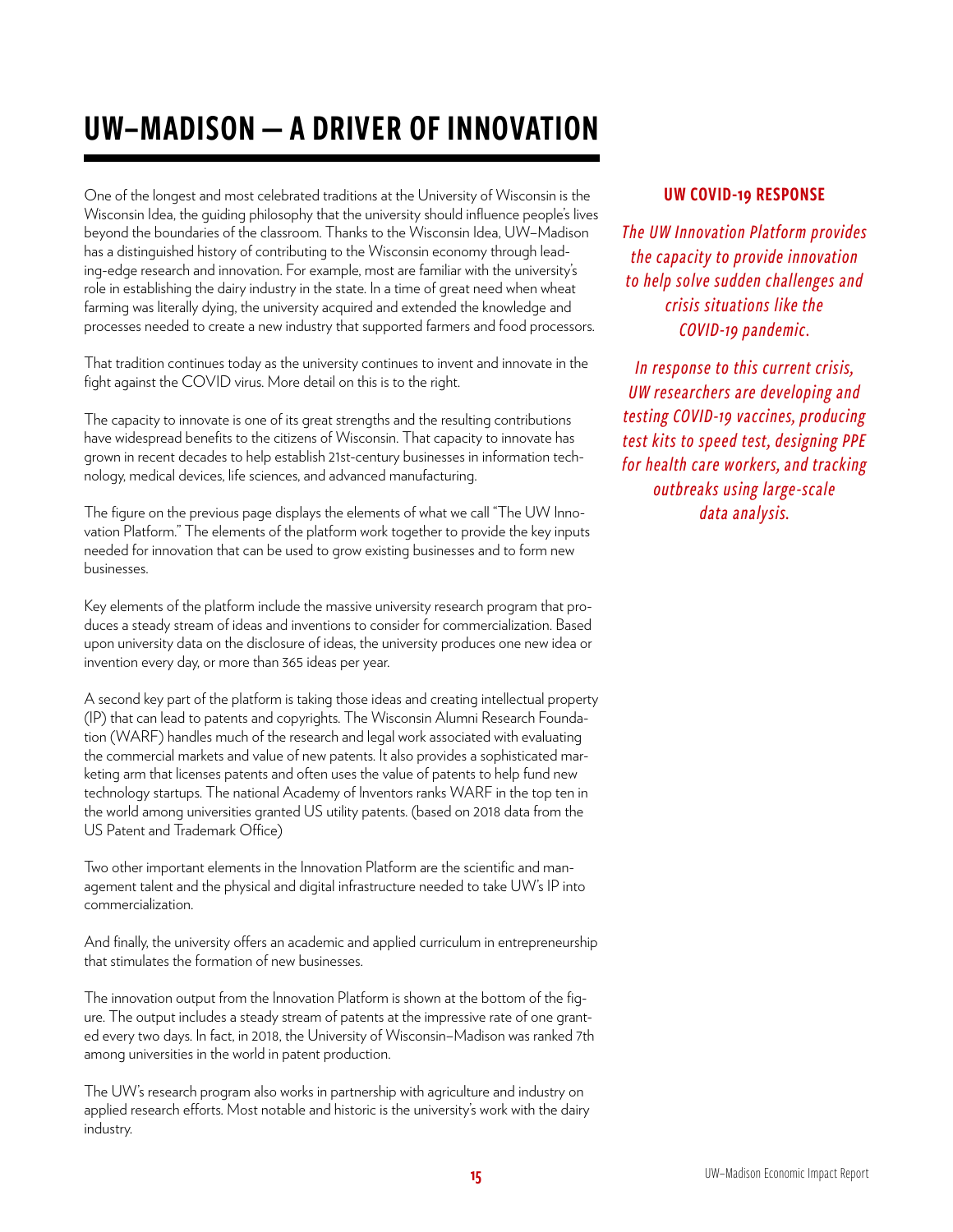# UW–MADISON — A DRIVER OF INNOVATION

One of the longest and most celebrated traditions at the University of Wisconsin is the Wisconsin Idea, the guiding philosophy that the university should influence people's lives beyond the boundaries of the classroom. Thanks to the Wisconsin Idea, UW–Madison has a distinguished history of contributing to the Wisconsin economy through leading-edge research and innovation. For example, most are familiar with the university's role in establishing the dairy industry in the state. In a time of great need when wheat farming was literally dying, the university acquired and extended the knowledge and processes needed to create a new industry that supported farmers and food processors.

That tradition continues today as the university continues to invent and innovate in the fight against the COVID virus. More detail on this is to the right.

The capacity to innovate is one of its great strengths and the resulting contributions have widespread benefits to the citizens of Wisconsin. That capacity to innovate has grown in recent decades to help establish 21st-century businesses in information technology, medical devices, life sciences, and advanced manufacturing.

The figure on the previous page displays the elements of what we call "The UW Innovation Platform." The elements of the platform work together to provide the key inputs needed for innovation that can be used to grow existing businesses and to form new businesses.

Key elements of the platform include the massive university research program that produces a steady stream of ideas and inventions to consider for commercialization. Based upon university data on the disclosure of ideas, the university produces one new idea or invention every day, or more than 365 ideas per year.

A second key part of the platform is taking those ideas and creating intellectual property (IP) that can lead to patents and copyrights. The Wisconsin Alumni Research Foundation (WARF) handles much of the research and legal work associated with evaluating the commercial markets and value of new patents. It also provides a sophisticated marketing arm that licenses patents and often uses the value of patents to help fund new technology startups. The national Academy of Inventors ranks WARF in the top ten in the world among universities granted US utility patents. (based on 2018 data from the US Patent and Trademark Office)

Two other important elements in the Innovation Platform are the scientific and management talent and the physical and digital infrastructure needed to take UW's IP into commercialization.

And finally, the university offers an academic and applied curriculum in entrepreneurship that stimulates the formation of new businesses.

The innovation output from the Innovation Platform is shown at the bottom of the figure. The output includes a steady stream of patents at the impressive rate of one granted every two days. In fact, in 2018, the University of Wisconsin–Madison was ranked 7th among universities in the world in patent production.

The UW's research program also works in partnership with agriculture and industry on applied research efforts. Most notable and historic is the university's work with the dairy industry.

### UW COVID-19 RESPONSE

*The UW Innovation Platform provides the capacity to provide innovation to help solve sudden challenges and crisis situations like the COVID-19 pandemic.*

*In response to this current crisis, UW researchers are developing and testing COVID-19 vaccines, producing test kits to speed test, designing PPE for health care workers, and tracking outbreaks using large-scale data analysis.*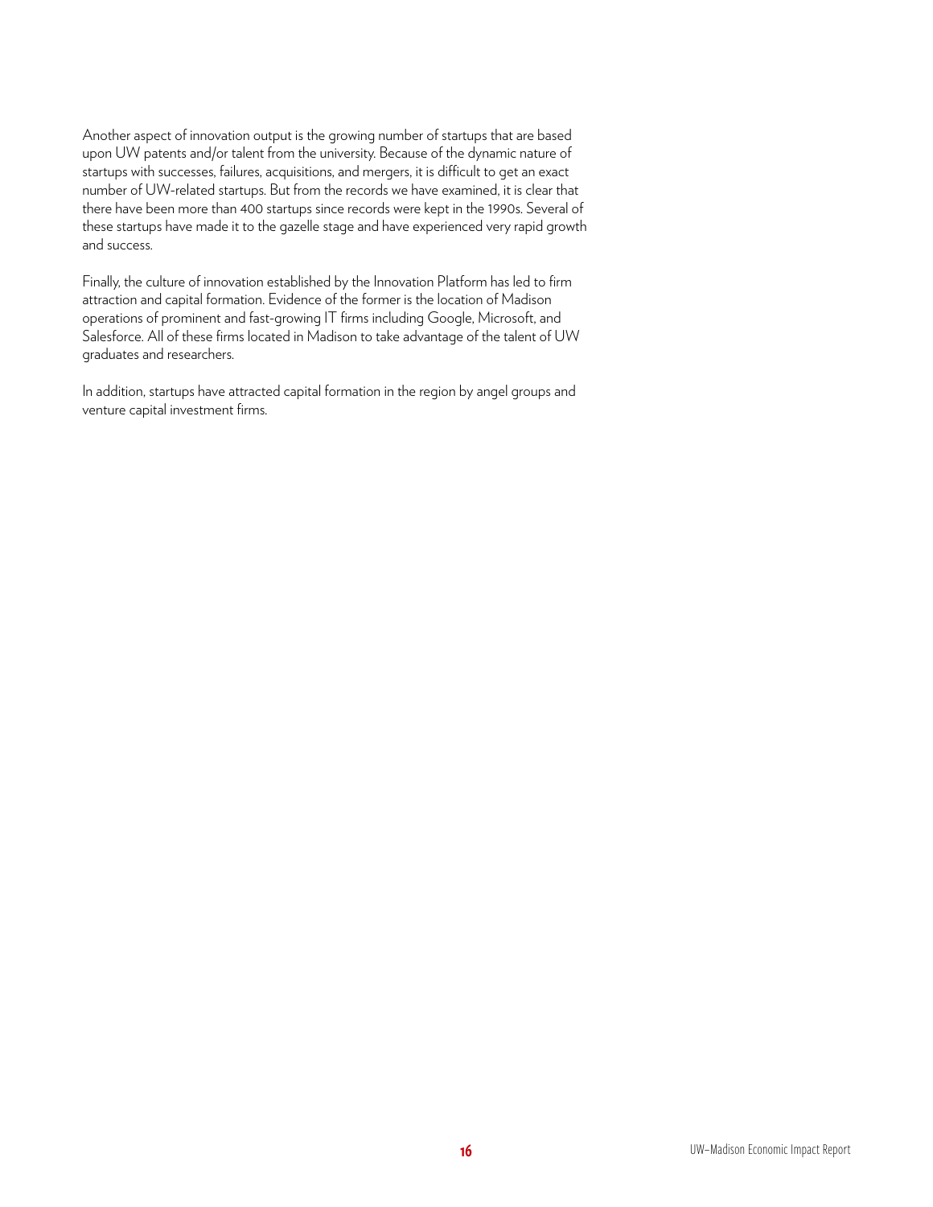Another aspect of innovation output is the growing number of startups that are based upon UW patents and/or talent from the university. Because of the dynamic nature of startups with successes, failures, acquisitions, and mergers, it is difficult to get an exact number of UW-related startups. But from the records we have examined, it is clear that there have been more than 400 startups since records were kept in the 1990s. Several of these startups have made it to the gazelle stage and have experienced very rapid growth and success.

Finally, the culture of innovation established by the Innovation Platform has led to firm attraction and capital formation. Evidence of the former is the location of Madison operations of prominent and fast-growing IT firms including Google, Microsoft, and Salesforce. All of these firms located in Madison to take advantage of the talent of UW graduates and researchers.

In addition, startups have attracted capital formation in the region by angel groups and venture capital investment firms.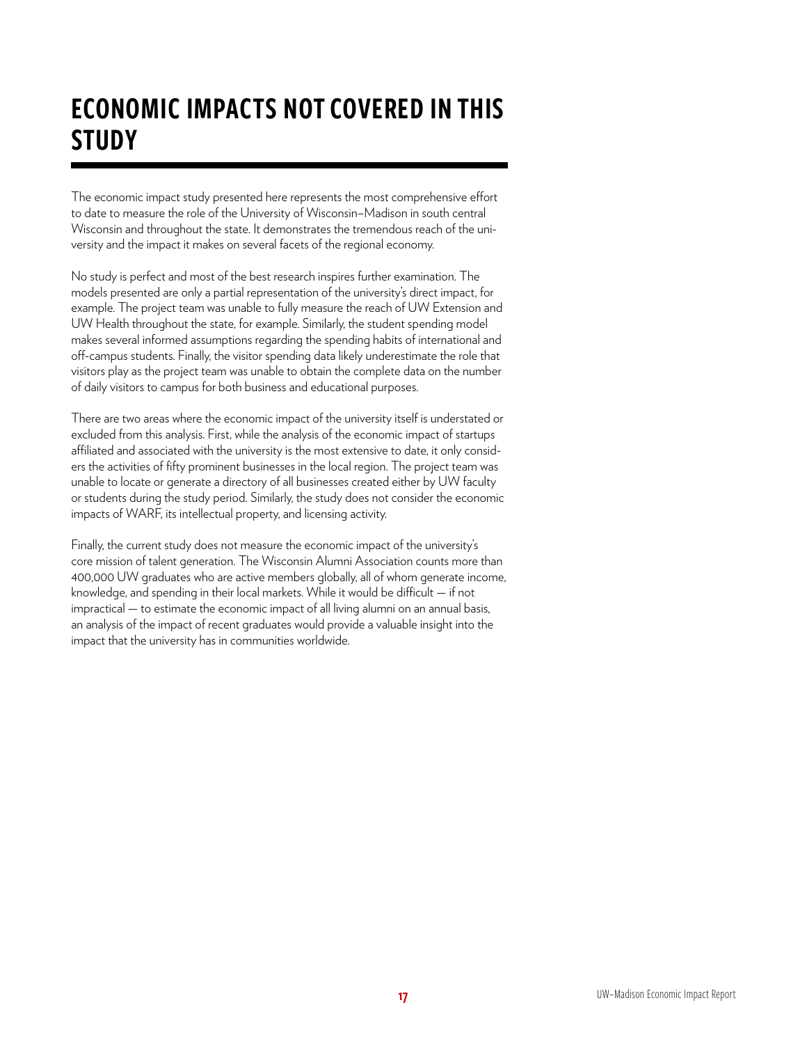# ECONOMIC IMPACTS NOT COVERED IN THIS STUDY

The economic impact study presented here represents the most comprehensive effort to date to measure the role of the University of Wisconsin–Madison in south central Wisconsin and throughout the state. It demonstrates the tremendous reach of the university and the impact it makes on several facets of the regional economy.

No study is perfect and most of the best research inspires further examination. The models presented are only a partial representation of the university's direct impact, for example. The project team was unable to fully measure the reach of UW Extension and UW Health throughout the state, for example. Similarly, the student spending model makes several informed assumptions regarding the spending habits of international and off-campus students. Finally, the visitor spending data likely underestimate the role that visitors play as the project team was unable to obtain the complete data on the number of daily visitors to campus for both business and educational purposes.

There are two areas where the economic impact of the university itself is understated or excluded from this analysis. First, while the analysis of the economic impact of startups affiliated and associated with the university is the most extensive to date, it only considers the activities of fifty prominent businesses in the local region. The project team was unable to locate or generate a directory of all businesses created either by UW faculty or students during the study period. Similarly, the study does not consider the economic impacts of WARF, its intellectual property, and licensing activity.

Finally, the current study does not measure the economic impact of the university's core mission of talent generation. The Wisconsin Alumni Association counts more than 400,000 UW graduates who are active members globally, all of whom generate income, knowledge, and spending in their local markets. While it would be difficult — if not impractical — to estimate the economic impact of all living alumni on an annual basis, an analysis of the impact of recent graduates would provide a valuable insight into the impact that the university has in communities worldwide.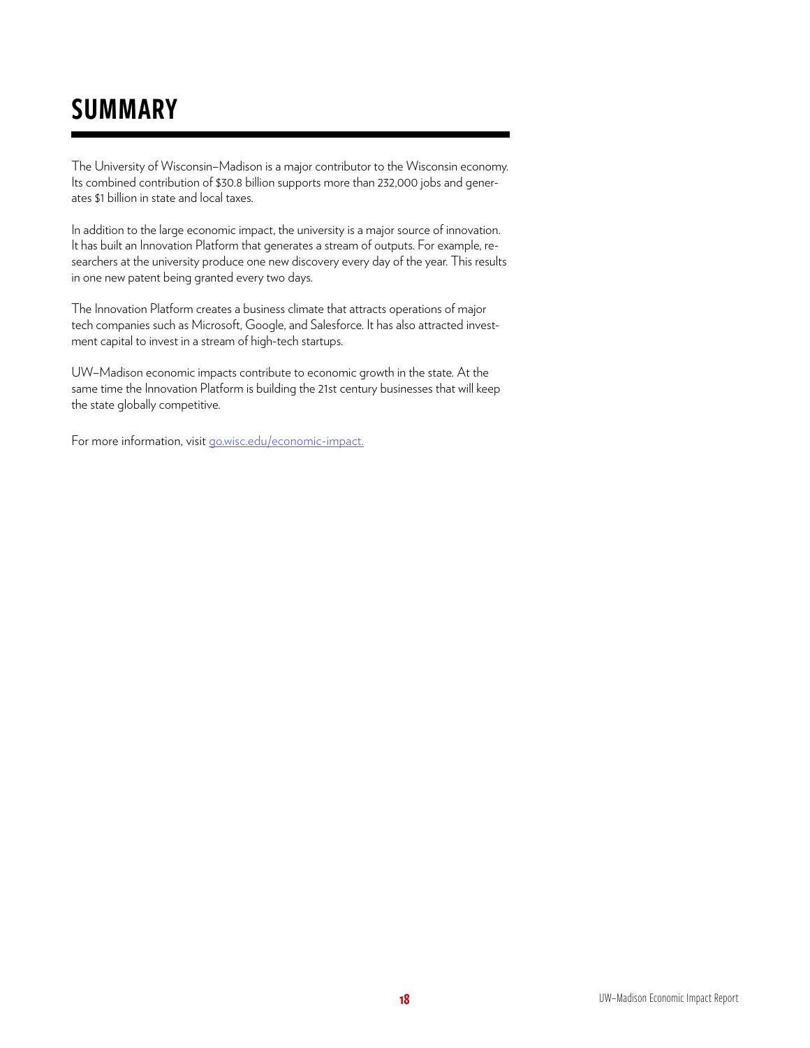# SUMMARY

The University of Wisconsin–Madison is a major contributor to the Wisconsin economy. Its combined contribution of $30.8 billion supports more than 232,000 jobs and generates $1 billion in state and local taxes.

In addition to the large economic impact, the university is a major source of innovation. It has built an Innovation Platform that generates a stream of outputs. For example, researchers at the university produce one new discovery every day of the year. This results in one new patent being granted every two days.

The Innovation Platform creates a business climate that attracts operations of major tech companies such as Microsoft, Google, and Salesforce. It has also attracted investment capital to invest in a stream of high-tech startups.

UW–Madison economic impacts contribute to economic growth in the state. At the same time the Innovation Platform is building the 21st century businesses that will keep the state globally competitive.

For more information, visit [go.wisc.edu/economic-impact.](https://go.wisc.edu/economic-impact)